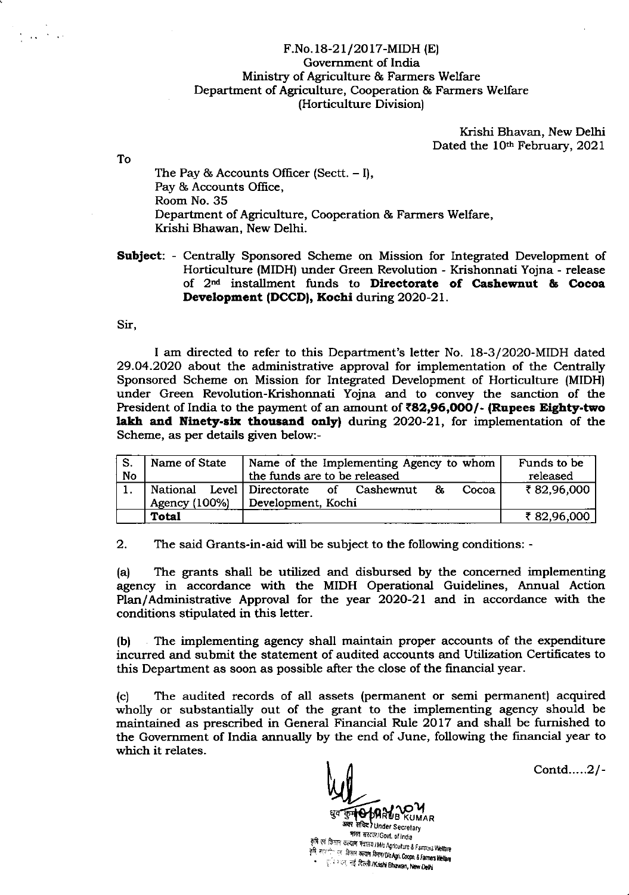F.No.18-21/2017-MIDH (E)
Government of India
Ministry of Agriculture & Farmers Welfare
Department of Agriculture, Cooperation & Farmers Welfare
(Horticulture Division)

Krishi Bhavan, New Delhi
Dated the 10th February, 2021

To

The Pay & Accounts Officer (Sectt. – I),
Pay & Accounts Office,
Room No. 35
Department of Agriculture, Cooperation & Farmers Welfare,
Krishi Bhavan, New Delhi.

**Subject**: - Centrally Sponsored Scheme on Mission for Integrated Development of Horticulture (MIDH) under Green Revolution - Krishonnati Yojna - release of 2nd installment funds to **Directorate of Cashewnut & Cocoa Development (DCCD), Kochi** during 2020-21.

Sir,

I am directed to refer to this Department's letter No. 18-3/2020-MIDH dated 29.04.2020 about the administrative approval for implementation of the Centrally Sponsored Scheme on Mission for Integrated Development of Horticulture (MIDH) under Green Revolution-Krishonnati Yojna and to convey the sanction of the President of India to the payment of an amount of **₹82,96,000/- (Rupees Eighty-two lakh and Ninety-six thousand only)** during 2020-21, for implementation of the Scheme, as per details given below:-

| S. No | Name of State | Name of the Implementing Agency to whom the funds are to be released | Funds to be released |
|---|---|---|---|
| 1. | National Level Agency (100%) | Directorate of Cashewnut & Cocoa Development, Kochi | ₹ 82,96,000 |
| | **Total** | | ₹ 82,96,000 |

2. The said Grants-in-aid will be subject to the following conditions: -

(a) The grants shall be utilized and disbursed by the concerned implementing agency in accordance with the MIDH Operational Guidelines, Annual Action Plan/Administrative Approval for the year 2020-21 and in accordance with the conditions stipulated in this letter.

(b) The implementing agency shall maintain proper accounts of the expenditure incurred and submit the statement of audited accounts and Utilization Certificates to this Department as soon as possible after the close of the financial year.

(c) The audited records of all assets (permanent or semi permanent) acquired wholly or substantially out of the grant to the implementing agency should be maintained as prescribed in General Financial Rule 2017 and shall be furnished to the Government of India annually by the end of June, following the financial year to which it relates.

Contd.....2/-

10/02/2021
DHRUB KUMAR
Under Secretary
Govt. of India
M/o Agriculture & Farmers Welfare
D/o Agri. Coopn. & Farmers Welfare
Krishi Bhawan, New Delhi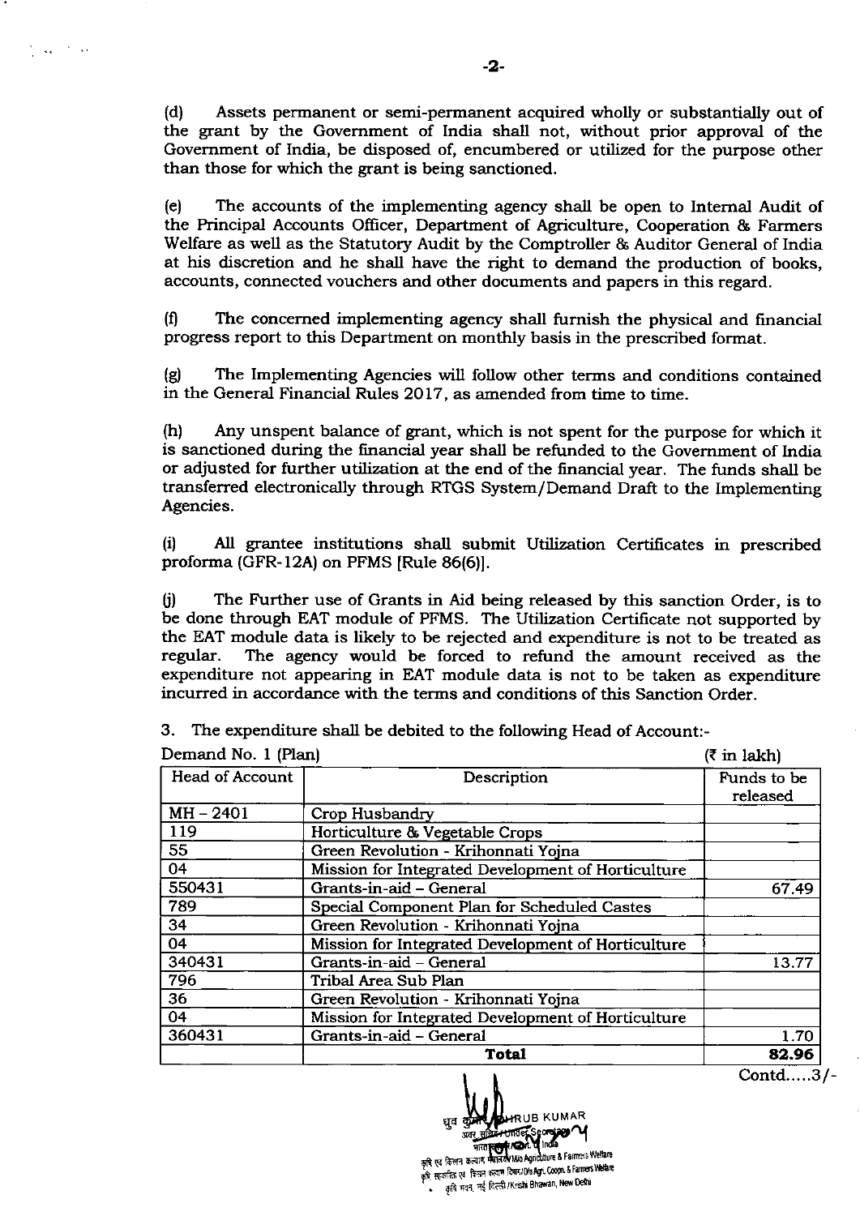(d) Assets permanent or semi-permanent acquired wholly or substantially out of the grant by the Government of India shall not, without prior approval of the Government of India, be disposed of, encumbered or utilized for the purpose other than those for which the grant is being sanctioned.

(e) The accounts of the implementing agency shall be open to Internal Audit of the Principal Accounts Officer, Department of Agriculture, Cooperation & Farmers Welfare as well as the Statutory Audit by the Comptroller & Auditor General of India at his discretion and he shall have the right to demand the production of books, accounts, connected vouchers and other documents and papers in this regard.

(f) The concerned implementing agency shall furnish the physical and financial progress report to this Department on monthly basis in the prescribed format.

(g) The Implementing Agencies will follow other terms and conditions contained in the General Financial Rules 2017, as amended from time to time.

(h) Any unspent balance of grant, which is not spent for the purpose for which it is sanctioned during the financial year shall be refunded to the Government of India or adjusted for further utilization at the end of the financial year. The funds shall be transferred electronically through RTGS System/Demand Draft to the Implementing Agencies.

(i) All grantee institutions shall submit Utilization Certificates in prescribed proforma (GFR-12A) on PFMS [Rule 86(6)].

(j) The Further use of Grants in Aid being released by this sanction Order, is to be done through EAT module of PFMS. The Utilization Certificate not supported by the EAT module data is likely to be rejected and expenditure is not to be treated as regular. The agency would be forced to refund the amount received as the expenditure not appearing in EAT module data is not to be taken as expenditure incurred in accordance with the terms and conditions of this Sanction Order.

3. The expenditure shall be debited to the following Head of Account:-

Demand No. 1 (Plan) (₹ in lakh)

| Head of Account | Description | Funds to be released |
|---|---|---|
| MH – 2401 | Crop Husbandry | |
| 119 | Horticulture & Vegetable Crops | |
| 55 | Green Revolution - Krihonnati Yojna | |
| 04 | Mission for Integrated Development of Horticulture | |
| 550431 | Grants-in-aid – General | 67.49 |
| 789 | Special Component Plan for Scheduled Castes | |
| 34 | Green Revolution - Krihonnati Yojna | |
| 04 | Mission for Integrated Development of Horticulture | |
| 340431 | Grants-in-aid – General | 13.77 |
| 796 | Tribal Area Sub Plan | |
| 36 | Green Revolution - Krihonnati Yojna | |
| 04 | Mission for Integrated Development of Horticulture | |
| 360431 | Grants-in-aid – General | 1.70 |
| | **Total** | **82.96** |

DHRUB KUMAR
Under Secretary
Govt. of India
M/o Agriculture & Farmers Welfare
D/o Agri. Coopn. & Farmers Welfare
Krishi Bhawan, New Delhi

Contd.....3/-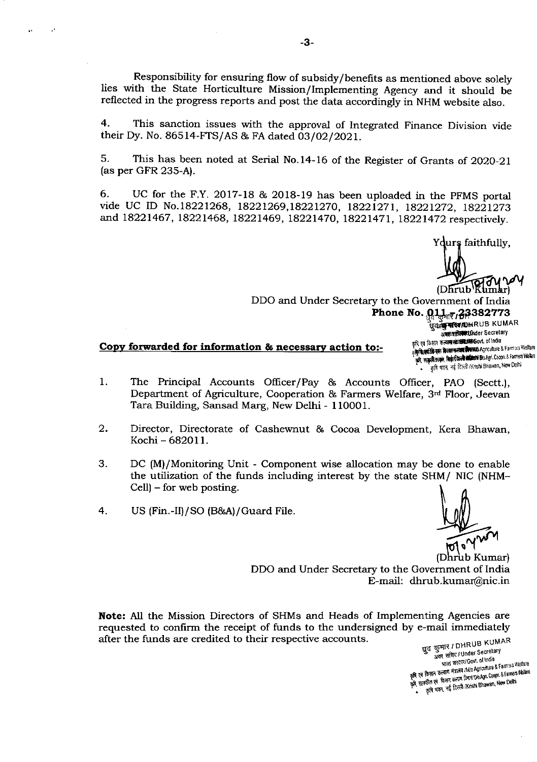Responsibility for ensuring flow of subsidy/benefits as mentioned above solely lies with the State Horticulture Mission/Implementing Agency and it should be reflected in the progress reports and post the data accordingly in NHM website also.

4. This sanction issues with the approval of Integrated Finance Division vide their Dy. No. 86514-FTS/AS & FA dated 03/02/2021.

5. This has been noted at Serial No.14-16 of the Register of Grants of 2020-21 (as per GFR 235-A).

6. UC for the F.Y. 2017-18 & 2018-19 has been uploaded in the PFMS portal vide UC ID No.18221268, 18221269,18221270, 18221271, 18221272, 18221273 and 18221467, 18221468, 18221469, 18221470, 18221471, 18221472 respectively.

Yours faithfully,

(Dhrub Kumar)
DDO and Under Secretary to the Government of India
**Phone No. 011 – 23382773**

ध्रुव कुमार / DHRUB KUMAR
अवर सचिव / Under Secretary
भारत सरकार / Govt. of India
कृषि एवं किसान कल्याण मंत्रालय / M/o Agriculture & Farmers Welfare
कृषि, सहकारिता एवं किसान कल्याण विभाग / D/o Agri. Coopn. & Farmers Welfare
कृषि भवन, नई दिल्ली / Krishi Bhawan, New Delhi

**Copy forwarded for information & necessary action to:-**

1. The Principal Accounts Officer/Pay & Accounts Officer, PAO (Sectt.), Department of Agriculture, Cooperation & Farmers Welfare, 3rd Floor, Jeevan Tara Building, Sansad Marg, New Delhi - 110001.

2. Director, Directorate of Cashewnut & Cocoa Development, Kera Bhawan, Kochi – 682011.

3. DC (M)/Monitoring Unit - Component wise allocation may be done to enable the utilization of the funds including interest by the state SHM/ NIC (NHM–Cell) – for web posting.

4. US (Fin.-II)/SO (B&A)/Guard File.

(Dhrub Kumar)
DDO and Under Secretary to the Government of India
E-mail: dhrub.kumar@nic.in

**Note:** All the Mission Directors of SHMs and Heads of Implementing Agencies are requested to confirm the receipt of funds to the undersigned by e-mail immediately after the funds are credited to their respective accounts.

ध्रुव कुमार / DHRUB KUMAR
अवर सचिव / Under Secretary
भारत सरकार / Govt. of India
कृषि एवं किसान कल्याण मंत्रालय / M/o Agriculture & Farmers Welfare
कृषि, सहकारिता एवं किसान कल्याण विभाग / D/o Agri. Coopn. & Farmers Welfare
कृषि भवन, नई दिल्ली / Krishi Bhawan, New Delhi